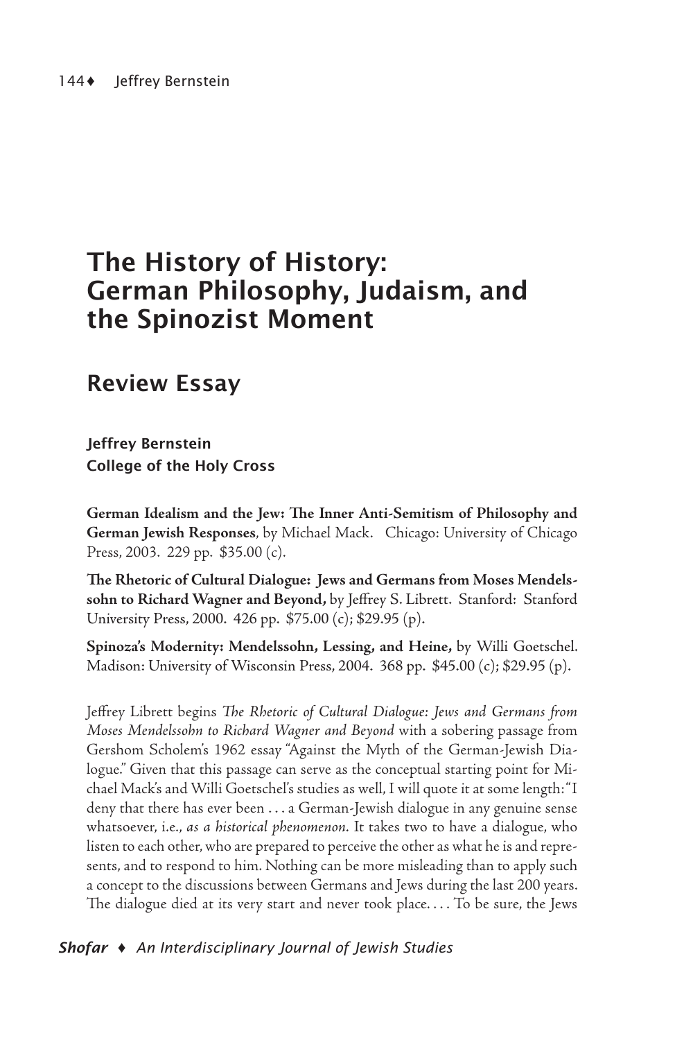# The History of History: German Philosophy, Judaism, and the Spinozist Moment

## Review Essay

**Jeffrey Bernstein**
**College of the Holy Cross**

**German Idealism and the Jew: The Inner Anti-Semitism of Philosophy and German Jewish Responses**, by Michael Mack. Chicago: University of Chicago Press, 2003. 229 pp. $35.00 (c).

**The Rhetoric of Cultural Dialogue: Jews and Germans from Moses Mendelssohn to Richard Wagner and Beyond,** by Jeffrey S. Librett. Stanford: Stanford University Press, 2000. 426 pp. $75.00 (c); $29.95 (p).

**Spinoza's Modernity: Mendelssohn, Lessing, and Heine,** by Willi Goetschel. Madison: University of Wisconsin Press, 2004. 368 pp. $45.00 (c); $29.95 (p).

Jeffrey Librett begins *The Rhetoric of Cultural Dialogue: Jews and Germans from Moses Mendelssohn to Richard Wagner and Beyond* with a sobering passage from Gershom Scholem's 1962 essay "Against the Myth of the German-Jewish Dialogue." Given that this passage can serve as the conceptual starting point for Michael Mack's and Willi Goetschel's studies as well, I will quote it at some length: "I deny that there has ever been . . . a German-Jewish dialogue in any genuine sense whatsoever, i.e., *as a historical phenomenon*. It takes two to have a dialogue, who listen to each other, who are prepared to perceive the other as what he is and represents, and to respond to him. Nothing can be more misleading than to apply such a concept to the discussions between Germans and Jews during the last 200 years. The dialogue died at its very start and never took place. . . . To be sure, the Jews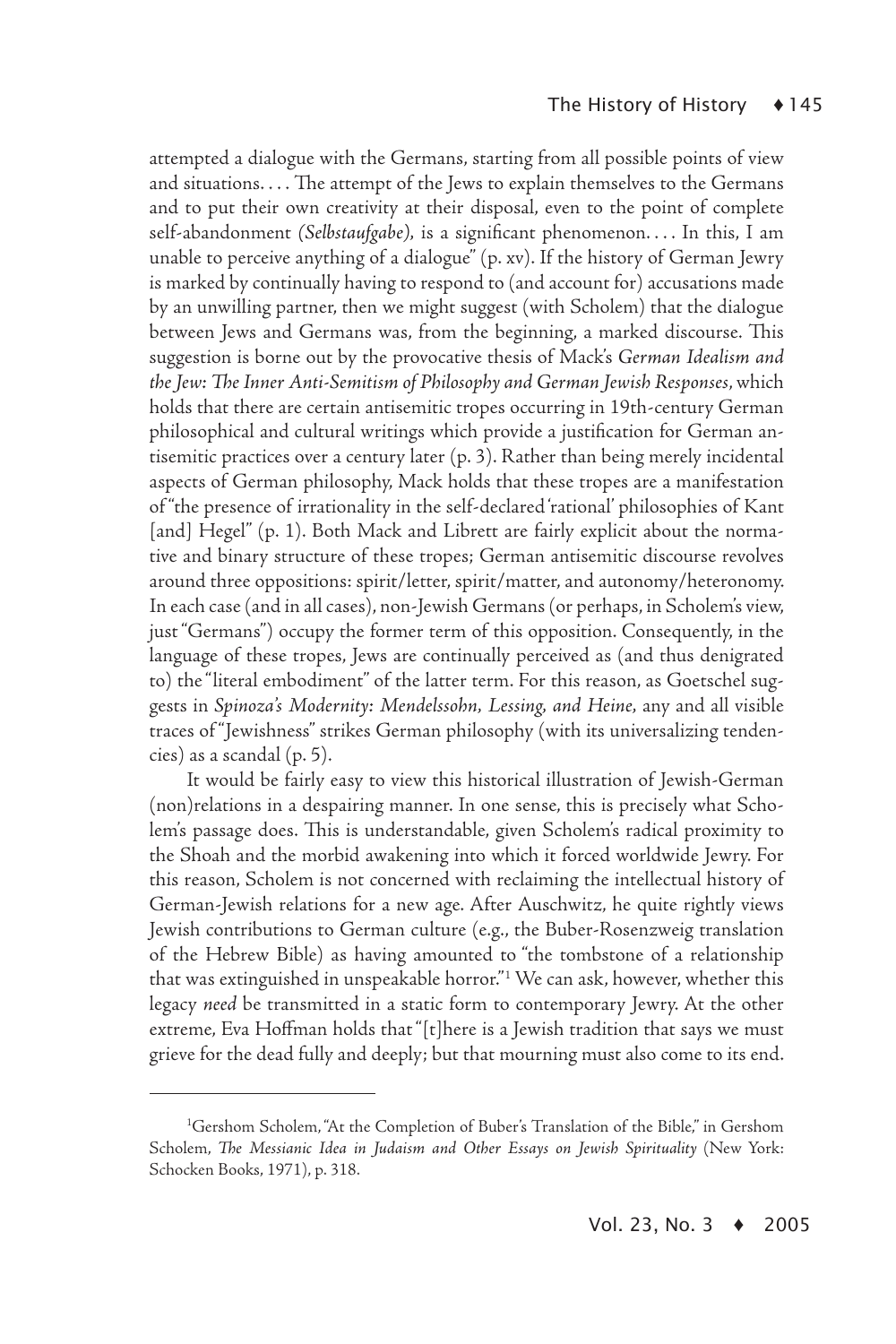attempted a dialogue with the Germans, starting from all possible points of view and situations. . . . The attempt of the Jews to explain themselves to the Germans and to put their own creativity at their disposal, even to the point of complete self-abandonment (*Selbstaufgabe*), is a significant phenomenon. . . . In this, I am unable to perceive anything of a dialogue" (p. xv). If the history of German Jewry is marked by continually having to respond to (and account for) accusations made by an unwilling partner, then we might suggest (with Scholem) that the dialogue between Jews and Germans was, from the beginning, a marked discourse. This suggestion is borne out by the provocative thesis of Mack's *German Idealism and the Jew: The Inner Anti-Semitism of Philosophy and German Jewish Responses*, which holds that there are certain antisemitic tropes occurring in 19th-century German philosophical and cultural writings which provide a justification for German antisemitic practices over a century later (p. 3). Rather than being merely incidental aspects of German philosophy, Mack holds that these tropes are a manifestation of "the presence of irrationality in the self-declared 'rational' philosophies of Kant [and] Hegel" (p. 1). Both Mack and Librett are fairly explicit about the normative and binary structure of these tropes; German antisemitic discourse revolves around three oppositions: spirit/letter, spirit/matter, and autonomy/heteronomy. In each case (and in all cases), non-Jewish Germans (or perhaps, in Scholem's view, just "Germans") occupy the former term of this opposition. Consequently, in the language of these tropes, Jews are continually perceived as (and thus denigrated to) the "literal embodiment" of the latter term. For this reason, as Goetschel suggests in *Spinoza's Modernity: Mendelssohn, Lessing, and Heine*, any and all visible traces of "Jewishness" strikes German philosophy (with its universalizing tendencies) as a scandal (p. 5).

It would be fairly easy to view this historical illustration of Jewish-German (non)relations in a despairing manner. In one sense, this is precisely what Scholem's passage does. This is understandable, given Scholem's radical proximity to the Shoah and the morbid awakening into which it forced worldwide Jewry. For this reason, Scholem is not concerned with reclaiming the intellectual history of German-Jewish relations for a new age. After Auschwitz, he quite rightly views Jewish contributions to German culture (e.g., the Buber-Rosenzweig translation of the Hebrew Bible) as having amounted to "the tombstone of a relationship that was extinguished in unspeakable horror."[1] We can ask, however, whether this legacy *need* be transmitted in a static form to contemporary Jewry. At the other extreme, Eva Hoffman holds that "[t]here is a Jewish tradition that says we must grieve for the dead fully and deeply; but that mourning must also come to its end.

---

[1] Gershom Scholem, "At the Completion of Buber's Translation of the Bible," in Gershom Scholem, *The Messianic Idea in Judaism and Other Essays on Jewish Spirituality* (New York: Schocken Books, 1971), p. 318.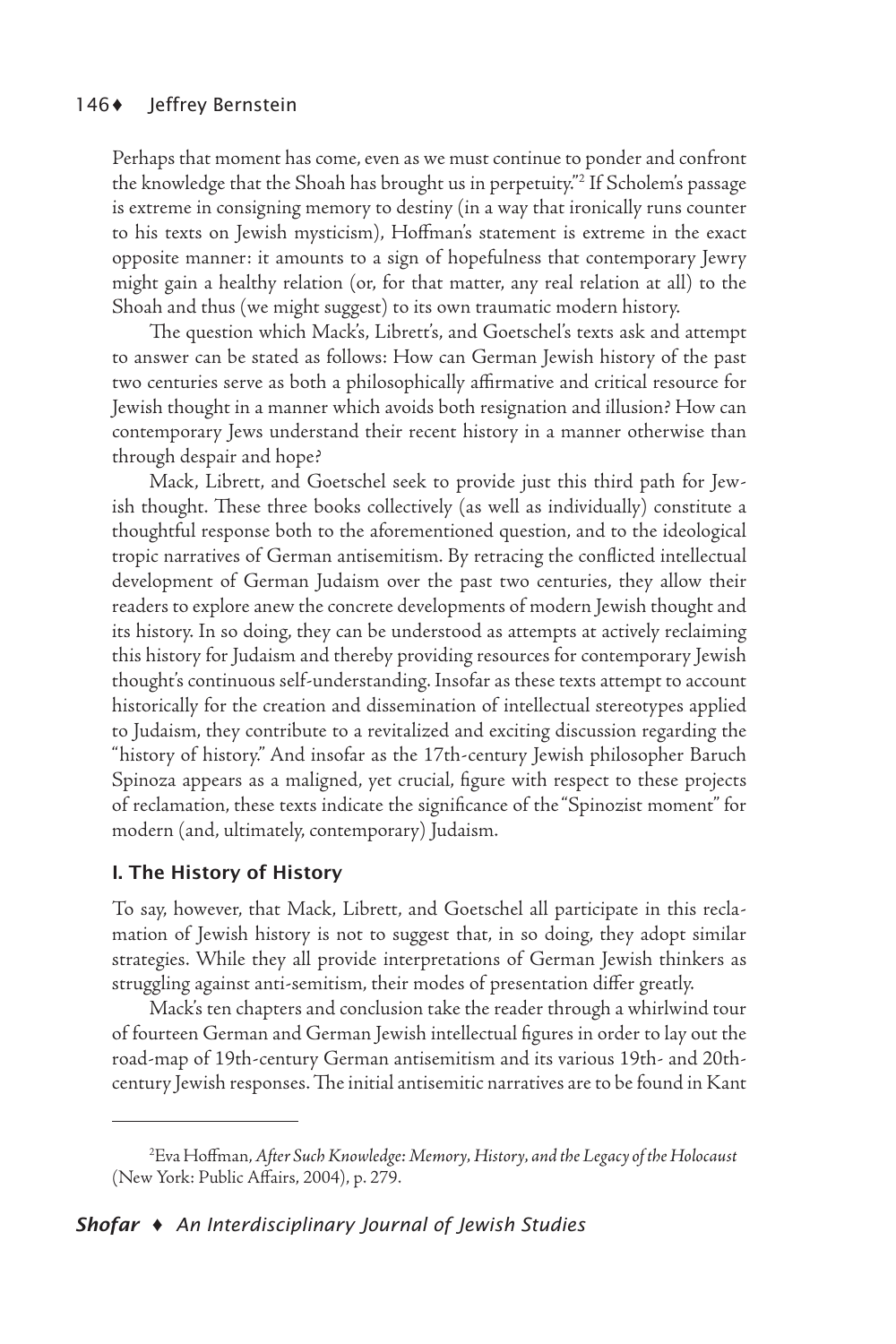Perhaps that moment has come, even as we must continue to ponder and confront the knowledge that the Shoah has brought us in perpetuity."[2] If Scholem's passage is extreme in consigning memory to destiny (in a way that ironically runs counter to his texts on Jewish mysticism), Hoffman's statement is extreme in the exact opposite manner: it amounts to a sign of hopefulness that contemporary Jewry might gain a healthy relation (or, for that matter, any real relation at all) to the Shoah and thus (we might suggest) to its own traumatic modern history.

The question which Mack's, Librett's, and Goetschel's texts ask and attempt to answer can be stated as follows: How can German Jewish history of the past two centuries serve as both a philosophically affirmative and critical resource for Jewish thought in a manner which avoids both resignation and illusion? How can contemporary Jews understand their recent history in a manner otherwise than through despair and hope?

Mack, Librett, and Goetschel seek to provide just this third path for Jewish thought. These three books collectively (as well as individually) constitute a thoughtful response both to the aforementioned question, and to the ideological tropic narratives of German antisemitism. By retracing the conflicted intellectual development of German Judaism over the past two centuries, they allow their readers to explore anew the concrete developments of modern Jewish thought and its history. In so doing, they can be understood as attempts at actively reclaiming this history for Judaism and thereby providing resources for contemporary Jewish thought's continuous self-understanding. Insofar as these texts attempt to account historically for the creation and dissemination of intellectual stereotypes applied to Judaism, they contribute to a revitalized and exciting discussion regarding the "history of history." And insofar as the 17th-century Jewish philosopher Baruch Spinoza appears as a maligned, yet crucial, figure with respect to these projects of reclamation, these texts indicate the significance of the "Spinozist moment" for modern (and, ultimately, contemporary) Judaism.

### I. The History of History

To say, however, that Mack, Librett, and Goetschel all participate in this reclamation of Jewish history is not to suggest that, in so doing, they adopt similar strategies. While they all provide interpretations of German Jewish thinkers as struggling against anti-semitism, their modes of presentation differ greatly.

Mack's ten chapters and conclusion take the reader through a whirlwind tour of fourteen German and German Jewish intellectual figures in order to lay out the road-map of 19th-century German antisemitism and its various 19th- and 20th-century Jewish responses. The initial antisemitic narratives are to be found in Kant

---

[2] Eva Hoffman, *After Such Knowledge: Memory, History, and the Legacy of the Holocaust* (New York: Public Affairs, 2004), p. 279.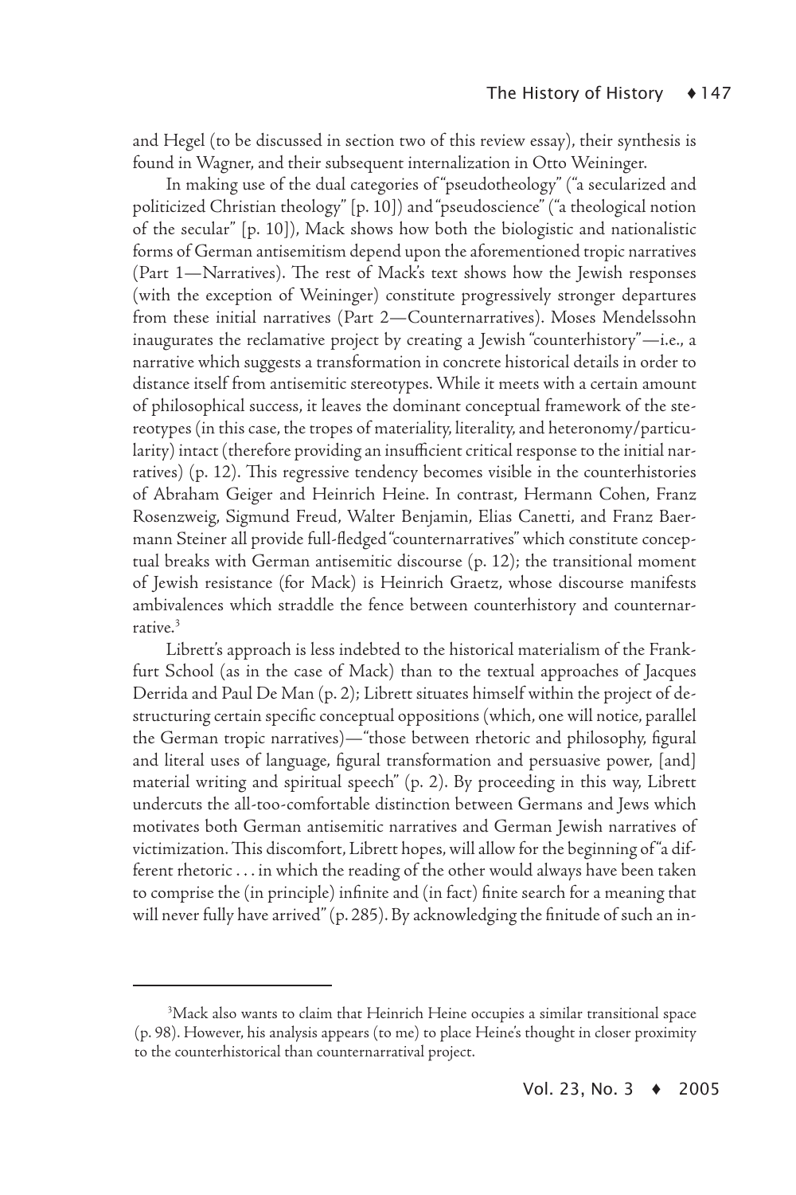and Hegel (to be discussed in section two of this review essay), their synthesis is found in Wagner, and their subsequent internalization in Otto Weininger.

In making use of the dual categories of "pseudotheology" ("a secularized and politicized Christian theology" [p. 10]) and "pseudoscience" ("a theological notion of the secular" [p. 10]), Mack shows how both the biologistic and nationalistic forms of German antisemitism depend upon the aforementioned tropic narratives (Part 1—Narratives). The rest of Mack's text shows how the Jewish responses (with the exception of Weininger) constitute progressively stronger departures from these initial narratives (Part 2—Counternarratives). Moses Mendelssohn inaugurates the reclamative project by creating a Jewish "counterhistory"—i.e., a narrative which suggests a transformation in concrete historical details in order to distance itself from antisemitic stereotypes. While it meets with a certain amount of philosophical success, it leaves the dominant conceptual framework of the stereotypes (in this case, the tropes of materiality, literality, and heteronomy/particularity) intact (therefore providing an insufficient critical response to the initial narratives) (p. 12). This regressive tendency becomes visible in the counterhistories of Abraham Geiger and Heinrich Heine. In contrast, Hermann Cohen, Franz Rosenzweig, Sigmund Freud, Walter Benjamin, Elias Canetti, and Franz Baermann Steiner all provide full-fledged "counternarratives" which constitute conceptual breaks with German antisemitic discourse (p. 12); the transitional moment of Jewish resistance (for Mack) is Heinrich Graetz, whose discourse manifests ambivalences which straddle the fence between counterhistory and counternarrative.[3]

Librett's approach is less indebted to the historical materialism of the Frankfurt School (as in the case of Mack) than to the textual approaches of Jacques Derrida and Paul De Man (p. 2); Librett situates himself within the project of destructuring certain specific conceptual oppositions (which, one will notice, parallel the German tropic narratives)—"those between rhetoric and philosophy, figural and literal uses of language, figural transformation and persuasive power, [and] material writing and spiritual speech" (p. 2). By proceeding in this way, Librett undercuts the all-too-comfortable distinction between Germans and Jews which motivates both German antisemitic narratives and German Jewish narratives of victimization. This discomfort, Librett hopes, will allow for the beginning of "a different rhetoric . . . in which the reading of the other would always have been taken to comprise the (in principle) infinite and (in fact) finite search for a meaning that will never fully have arrived" (p. 285). By acknowledging the finitude of such an in-

[3]Mack also wants to claim that Heinrich Heine occupies a similar transitional space (p. 98). However, his analysis appears (to me) to place Heine's thought in closer proximity to the counterhistorical than counternarratival project.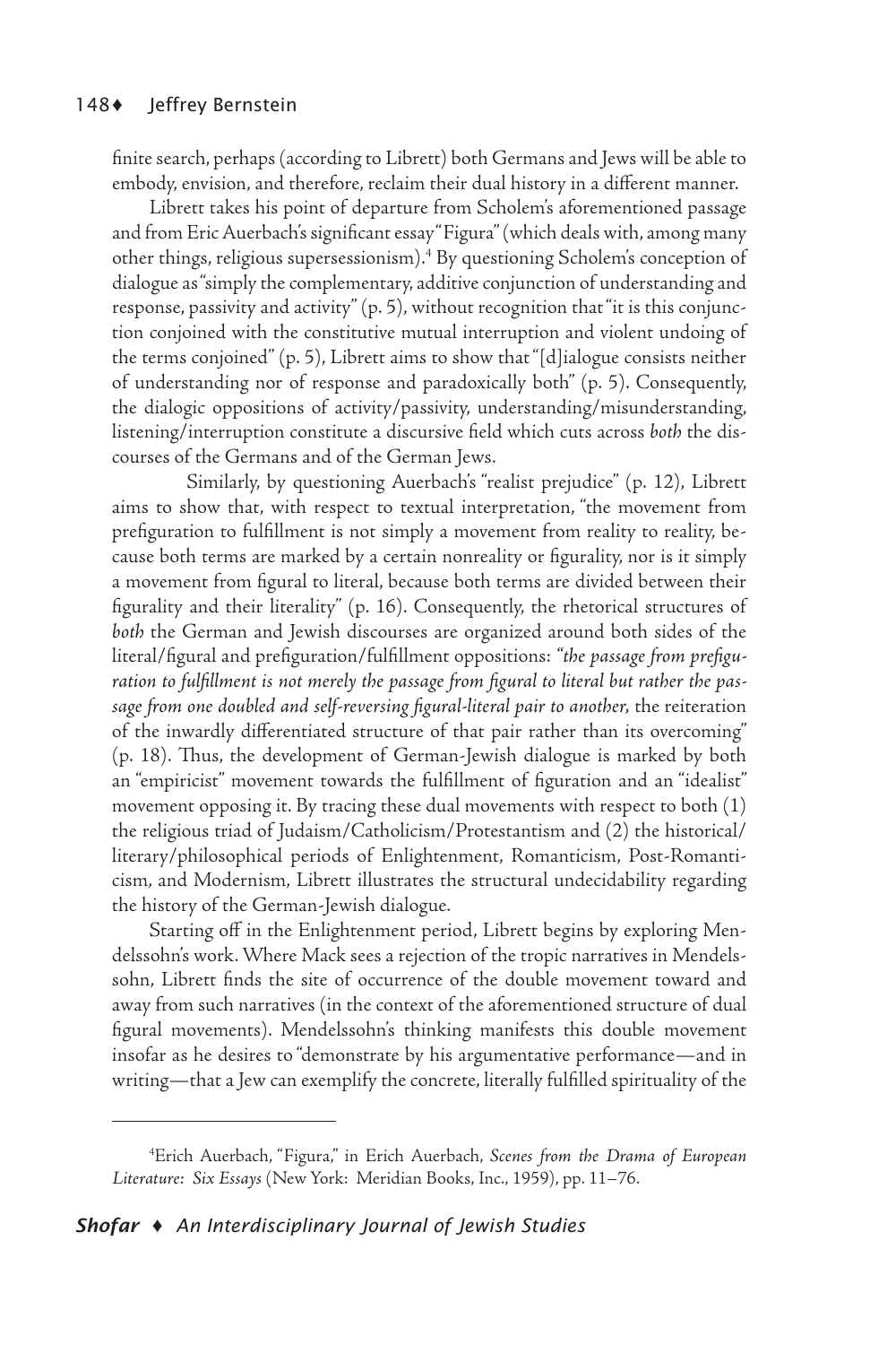finite search, perhaps (according to Librett) both Germans and Jews will be able to embody, envision, and therefore, reclaim their dual history in a different manner.

Librett takes his point of departure from Scholem's aforementioned passage and from Eric Auerbach's significant essay "Figura" (which deals with, among many other things, religious supersessionism).[4] By questioning Scholem's conception of dialogue as "simply the complementary, additive conjunction of understanding and response, passivity and activity" (p. 5), without recognition that "it is this conjunction conjoined with the constitutive mutual interruption and violent undoing of the terms conjoined" (p. 5), Librett aims to show that "[d]ialogue consists neither of understanding nor of response and paradoxically both" (p. 5). Consequently, the dialogic oppositions of activity/passivity, understanding/misunderstanding, listening/interruption constitute a discursive field which cuts across *both* the discourses of the Germans and of the German Jews.

Similarly, by questioning Auerbach's "realist prejudice" (p. 12), Librett aims to show that, with respect to textual interpretation, "the movement from prefiguration to fulfillment is not simply a movement from reality to reality, because both terms are marked by a certain nonreality or figurality, nor is it simply a movement from figural to literal, because both terms are divided between their figurality and their literality" (p. 16). Consequently, the rhetorical structures of *both* the German and Jewish discourses are organized around both sides of the literal/figural and prefiguration/fulfillment oppositions: *"the passage from prefiguration to fulfillment is not merely the passage from figural to literal but rather the passage from one doubled and self-reversing figural-literal pair to another,* the reiteration of the inwardly differentiated structure of that pair rather than its overcoming" (p. 18). Thus, the development of German-Jewish dialogue is marked by both an "empiricist" movement towards the fulfillment of figuration and an "idealist" movement opposing it. By tracing these dual movements with respect to both (1) the religious triad of Judaism/Catholicism/Protestantism and (2) the historical/literary/philosophical periods of Enlightenment, Romanticism, Post-Romanticism, and Modernism, Librett illustrates the structural undecidability regarding the history of the German-Jewish dialogue.

Starting off in the Enlightenment period, Librett begins by exploring Mendelssohn's work. Where Mack sees a rejection of the tropic narratives in Mendelssohn, Librett finds the site of occurrence of the double movement toward and away from such narratives (in the context of the aforementioned structure of dual figural movements). Mendelssohn's thinking manifests this double movement insofar as he desires to "demonstrate by his argumentative performance—and in writing—that a Jew can exemplify the concrete, literally fulfilled spirituality of the

---

[4] Erich Auerbach, "Figura," in Erich Auerbach, *Scenes from the Drama of European Literature: Six Essays* (New York: Meridian Books, Inc., 1959), pp. 11–76.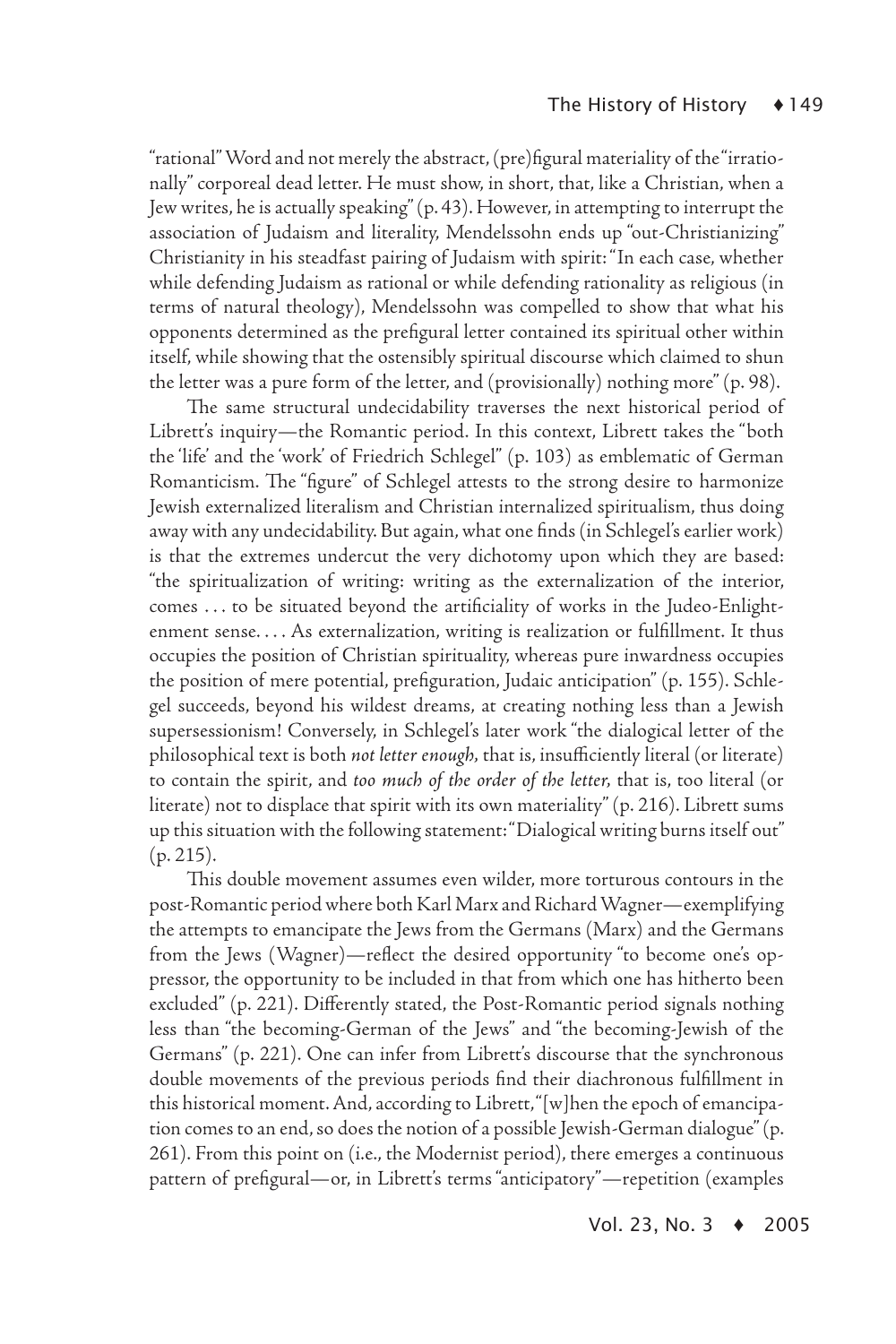"rational" Word and not merely the abstract, (pre)figural materiality of the "irrationally" corporeal dead letter. He must show, in short, that, like a Christian, when a Jew writes, he is actually speaking" (p. 43). However, in attempting to interrupt the association of Judaism and literality, Mendelssohn ends up "out-Christianizing" Christianity in his steadfast pairing of Judaism with spirit: "In each case, whether while defending Judaism as rational or while defending rationality as religious (in terms of natural theology), Mendelssohn was compelled to show that what his opponents determined as the prefigural letter contained its spiritual other within itself, while showing that the ostensibly spiritual discourse which claimed to shun the letter was a pure form of the letter, and (provisionally) nothing more" (p. 98).

The same structural undecidability traverses the next historical period of Librett's inquiry—the Romantic period. In this context, Librett takes the "both the 'life' and the 'work' of Friedrich Schlegel" (p. 103) as emblematic of German Romanticism. The "figure" of Schlegel attests to the strong desire to harmonize Jewish externalized literalism and Christian internalized spiritualism, thus doing away with any undecidability. But again, what one finds (in Schlegel's earlier work) is that the extremes undercut the very dichotomy upon which they are based: "the spiritualization of writing: writing as the externalization of the interior, comes . . . to be situated beyond the artificiality of works in the Judeo-Enlightenment sense. . . . As externalization, writing is realization or fulfillment. It thus occupies the position of Christian spirituality, whereas pure inwardness occupies the position of mere potential, prefiguration, Judaic anticipation" (p. 155). Schlegel succeeds, beyond his wildest dreams, at creating nothing less than a Jewish supersessionism! Conversely, in Schlegel's later work "the dialogical letter of the philosophical text is both *not letter enough*, that is, insufficiently literal (or literate) to contain the spirit, and *too much of the order of the letter*, that is, too literal (or literate) not to displace that spirit with its own materiality" (p. 216). Librett sums up this situation with the following statement: "Dialogical writing burns itself out" (p. 215).

This double movement assumes even wilder, more torturous contours in the post-Romantic period where both Karl Marx and Richard Wagner—exemplifying the attempts to emancipate the Jews from the Germans (Marx) and the Germans from the Jews (Wagner)—reflect the desired opportunity "to become one's oppressor, the opportunity to be included in that from which one has hitherto been excluded" (p. 221). Differently stated, the Post-Romantic period signals nothing less than "the becoming-German of the Jews" and "the becoming-Jewish of the Germans" (p. 221). One can infer from Librett's discourse that the synchronous double movements of the previous periods find their diachronous fulfillment in this historical moment. And, according to Librett, "[w]hen the epoch of emancipation comes to an end, so does the notion of a possible Jewish-German dialogue" (p. 261). From this point on (i.e., the Modernist period), there emerges a continuous pattern of prefigural—or, in Librett's terms "anticipatory"—repetition (examples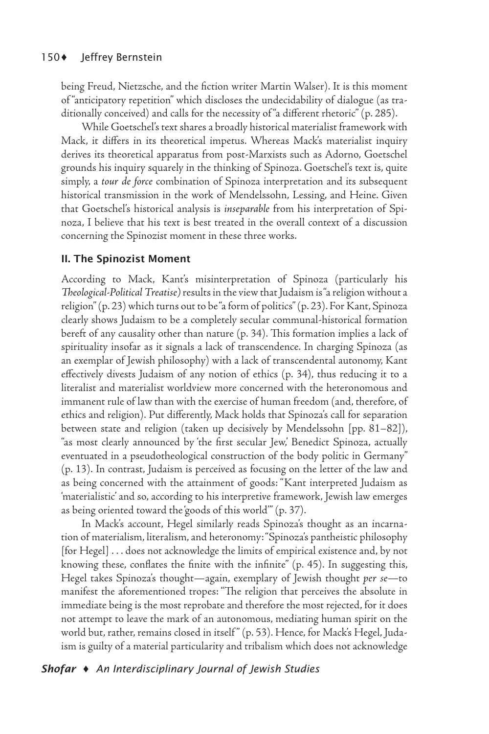being Freud, Nietzsche, and the fiction writer Martin Walser). It is this moment of "anticipatory repetition" which discloses the undecidability of dialogue (as traditionally conceived) and calls for the necessity of "a different rhetoric" (p. 285).

While Goetschel's text shares a broadly historical materialist framework with Mack, it differs in its theoretical impetus. Whereas Mack's materialist inquiry derives its theoretical apparatus from post-Marxists such as Adorno, Goetschel grounds his inquiry squarely in the thinking of Spinoza. Goetschel's text is, quite simply, a *tour de force* combination of Spinoza interpretation and its subsequent historical transmission in the work of Mendelssohn, Lessing, and Heine. Given that Goetschel's historical analysis is *inseparable* from his interpretation of Spinoza, I believe that his text is best treated in the overall context of a discussion concerning the Spinozist moment in these three works.

## II. The Spinozist Moment

According to Mack, Kant's misinterpretation of Spinoza (particularly his *Theological-Political Treatise)* results in the view that Judaism is "a religion without a religion" (p. 23) which turns out to be "a form of politics" (p. 23). For Kant, Spinoza clearly shows Judaism to be a completely secular communal-historical formation bereft of any causality other than nature (p. 34). This formation implies a lack of spirituality insofar as it signals a lack of transcendence. In charging Spinoza (as an exemplar of Jewish philosophy) with a lack of transcendental autonomy, Kant effectively divests Judaism of any notion of ethics (p. 34), thus reducing it to a literalist and materialist worldview more concerned with the heteronomous and immanent rule of law than with the exercise of human freedom (and, therefore, of ethics and religion). Put differently, Mack holds that Spinoza's call for separation between state and religion (taken up decisively by Mendelssohn [pp. 81–82]), "as most clearly announced by 'the first secular Jew,' Benedict Spinoza, actually eventuated in a pseudotheological construction of the body politic in Germany" (p. 13). In contrast, Judaism is perceived as focusing on the letter of the law and as being concerned with the attainment of goods: "Kant interpreted Judaism as 'materialistic' and so, according to his interpretive framework, Jewish law emerges as being oriented toward the 'goods of this world'" (p. 37).

In Mack's account, Hegel similarly reads Spinoza's thought as an incarnation of materialism, literalism, and heteronomy: "Spinoza's pantheistic philosophy [for Hegel] . . . does not acknowledge the limits of empirical existence and, by not knowing these, conflates the finite with the infinite" (p. 45). In suggesting this, Hegel takes Spinoza's thought—again, exemplary of Jewish thought *per se*—to manifest the aforementioned tropes: "The religion that perceives the absolute in immediate being is the most reprobate and therefore the most rejected, for it does not attempt to leave the mark of an autonomous, mediating human spirit on the world but, rather, remains closed in itself" (p. 53). Hence, for Mack's Hegel, Judaism is guilty of a material particularity and tribalism which does not acknowledge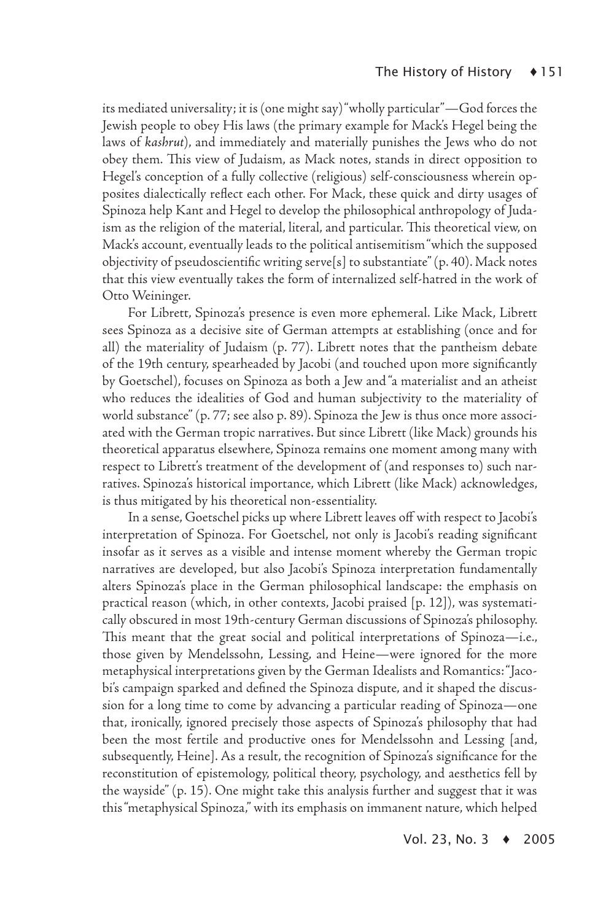its mediated universality; it is (one might say) "wholly particular"—God forces the Jewish people to obey His laws (the primary example for Mack's Hegel being the laws of *kashrut*), and immediately and materially punishes the Jews who do not obey them. This view of Judaism, as Mack notes, stands in direct opposition to Hegel's conception of a fully collective (religious) self-consciousness wherein opposites dialectically reflect each other. For Mack, these quick and dirty usages of Spinoza help Kant and Hegel to develop the philosophical anthropology of Judaism as the religion of the material, literal, and particular. This theoretical view, on Mack's account, eventually leads to the political antisemitism "which the supposed objectivity of pseudoscientific writing serve[s] to substantiate" (p. 40). Mack notes that this view eventually takes the form of internalized self-hatred in the work of Otto Weininger.

For Librett, Spinoza's presence is even more ephemeral. Like Mack, Librett sees Spinoza as a decisive site of German attempts at establishing (once and for all) the materiality of Judaism (p. 77). Librett notes that the pantheism debate of the 19th century, spearheaded by Jacobi (and touched upon more significantly by Goetschel), focuses on Spinoza as both a Jew and "a materialist and an atheist who reduces the idealities of God and human subjectivity to the materiality of world substance" (p. 77; see also p. 89). Spinoza the Jew is thus once more associated with the German tropic narratives. But since Librett (like Mack) grounds his theoretical apparatus elsewhere, Spinoza remains one moment among many with respect to Librett's treatment of the development of (and responses to) such narratives. Spinoza's historical importance, which Librett (like Mack) acknowledges, is thus mitigated by his theoretical non-essentiality.

In a sense, Goetschel picks up where Librett leaves off with respect to Jacobi's interpretation of Spinoza. For Goetschel, not only is Jacobi's reading significant insofar as it serves as a visible and intense moment whereby the German tropic narratives are developed, but also Jacobi's Spinoza interpretation fundamentally alters Spinoza's place in the German philosophical landscape: the emphasis on practical reason (which, in other contexts, Jacobi praised [p. 12]), was systematically obscured in most 19th-century German discussions of Spinoza's philosophy. This meant that the great social and political interpretations of Spinoza—i.e., those given by Mendelssohn, Lessing, and Heine—were ignored for the more metaphysical interpretations given by the German Idealists and Romantics: "Jacobi's campaign sparked and defined the Spinoza dispute, and it shaped the discussion for a long time to come by advancing a particular reading of Spinoza—one that, ironically, ignored precisely those aspects of Spinoza's philosophy that had been the most fertile and productive ones for Mendelssohn and Lessing [and, subsequently, Heine]. As a result, the recognition of Spinoza's significance for the reconstitution of epistemology, political theory, psychology, and aesthetics fell by the wayside" (p. 15). One might take this analysis further and suggest that it was this "metaphysical Spinoza," with its emphasis on immanent nature, which helped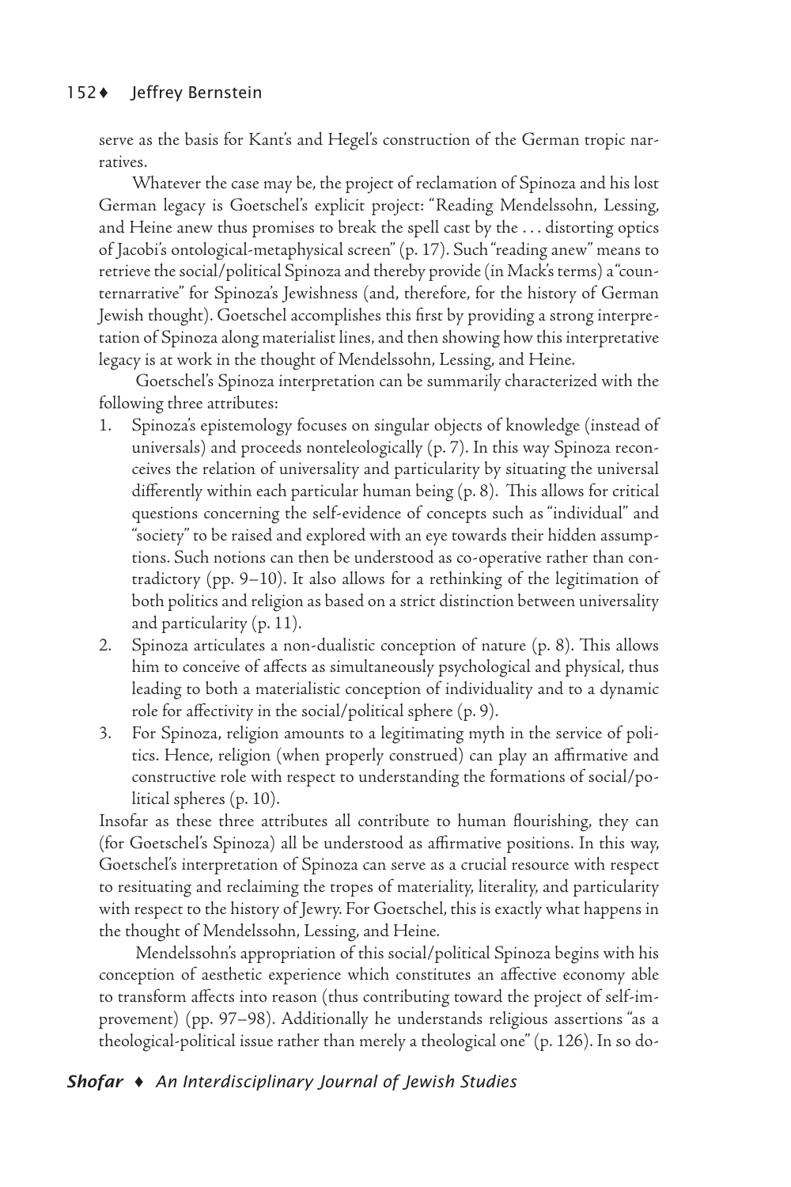serve as the basis for Kant's and Hegel's construction of the German tropic narratives.

Whatever the case may be, the project of reclamation of Spinoza and his lost German legacy is Goetschel's explicit project: "Reading Mendelssohn, Lessing, and Heine anew thus promises to break the spell cast by the . . . distorting optics of Jacobi's ontological-metaphysical screen" (p. 17). Such "reading anew" means to retrieve the social/political Spinoza and thereby provide (in Mack's terms) a "counternarrative" for Spinoza's Jewishness (and, therefore, for the history of German Jewish thought). Goetschel accomplishes this first by providing a strong interpretation of Spinoza along materialist lines, and then showing how this interpretative legacy is at work in the thought of Mendelssohn, Lessing, and Heine.

Goetschel's Spinoza interpretation can be summarily characterized with the following three attributes:

1. Spinoza's epistemology focuses on singular objects of knowledge (instead of universals) and proceeds nonteleologically (p. 7). In this way Spinoza reconceives the relation of universality and particularity by situating the universal differently within each particular human being (p. 8). This allows for critical questions concerning the self-evidence of concepts such as "individual" and "society" to be raised and explored with an eye towards their hidden assumptions. Such notions can then be understood as co-operative rather than contradictory (pp. 9–10). It also allows for a rethinking of the legitimation of both politics and religion as based on a strict distinction between universality and particularity (p. 11).
2. Spinoza articulates a non-dualistic conception of nature (p. 8). This allows him to conceive of affects as simultaneously psychological and physical, thus leading to both a materialistic conception of individuality and to a dynamic role for affectivity in the social/political sphere (p. 9).
3. For Spinoza, religion amounts to a legitimating myth in the service of politics. Hence, religion (when properly construed) can play an affirmative and constructive role with respect to understanding the formations of social/political spheres (p. 10).

Insofar as these three attributes all contribute to human flourishing, they can (for Goetschel's Spinoza) all be understood as affirmative positions. In this way, Goetschel's interpretation of Spinoza can serve as a crucial resource with respect to resituating and reclaiming the tropes of materiality, literality, and particularity with respect to the history of Jewry. For Goetschel, this is exactly what happens in the thought of Mendelssohn, Lessing, and Heine.

Mendelssohn's appropriation of this social/political Spinoza begins with his conception of aesthetic experience which constitutes an affective economy able to transform affects into reason (thus contributing toward the project of self-improvement) (pp. 97–98). Additionally he understands religious assertions "as a theological-political issue rather than merely a theological one" (p. 126). In so do-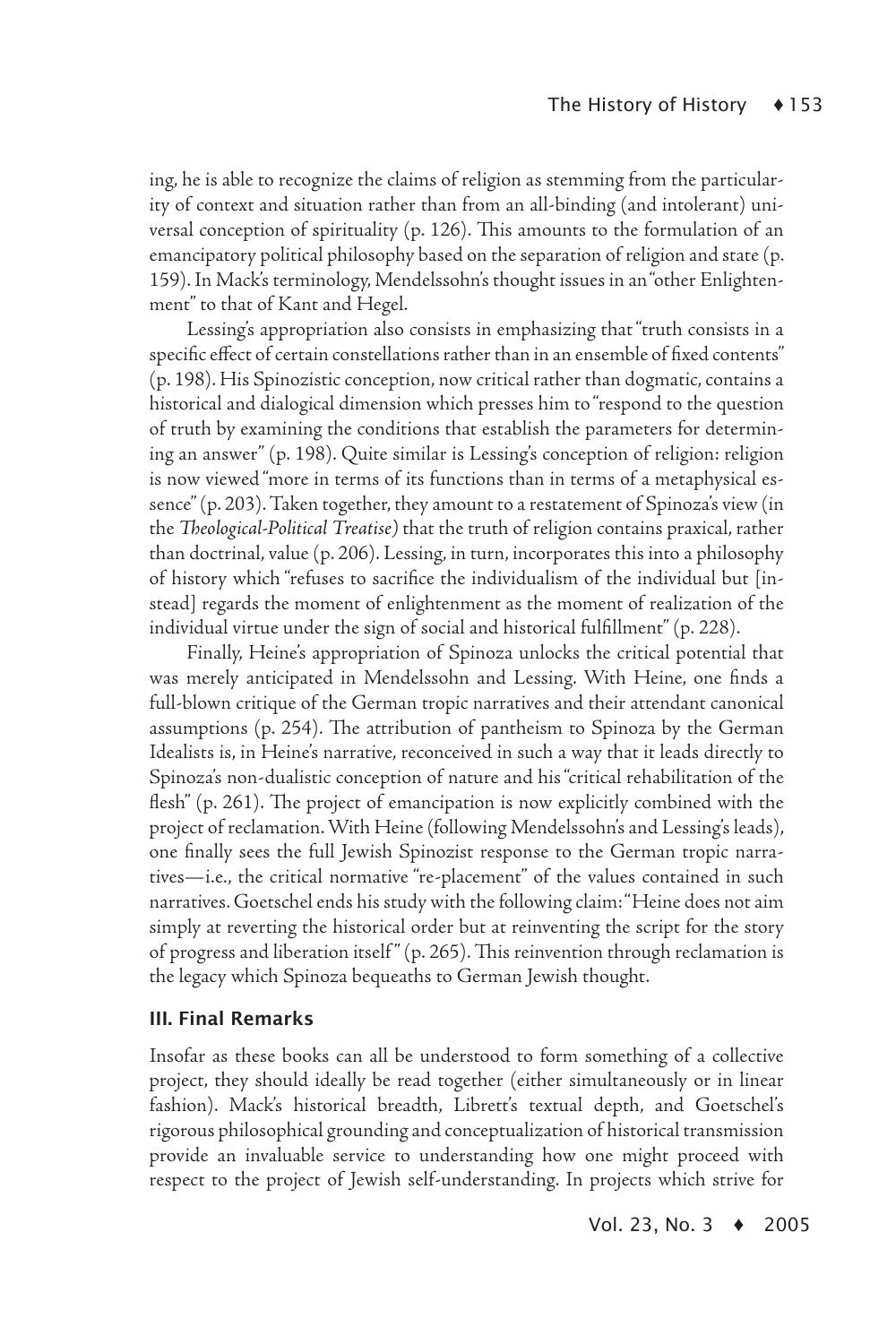ing, he is able to recognize the claims of religion as stemming from the particularity of context and situation rather than from an all-binding (and intolerant) universal conception of spirituality (p. 126). This amounts to the formulation of an emancipatory political philosophy based on the separation of religion and state (p. 159). In Mack's terminology, Mendelssohn's thought issues in an "other Enlightenment" to that of Kant and Hegel.

Lessing's appropriation also consists in emphasizing that "truth consists in a specific effect of certain constellations rather than in an ensemble of fixed contents" (p. 198). His Spinozistic conception, now critical rather than dogmatic, contains a historical and dialogical dimension which presses him to "respond to the question of truth by examining the conditions that establish the parameters for determining an answer" (p. 198). Quite similar is Lessing's conception of religion: religion is now viewed "more in terms of its functions than in terms of a metaphysical essence" (p. 203). Taken together, they amount to a restatement of Spinoza's view (in the *Theological-Political Treatise*) that the truth of religion contains praxical, rather than doctrinal, value (p. 206). Lessing, in turn, incorporates this into a philosophy of history which "refuses to sacrifice the individualism of the individual but [instead] regards the moment of enlightenment as the moment of realization of the individual virtue under the sign of social and historical fulfillment" (p. 228).

Finally, Heine's appropriation of Spinoza unlocks the critical potential that was merely anticipated in Mendelssohn and Lessing. With Heine, one finds a full-blown critique of the German tropic narratives and their attendant canonical assumptions (p. 254). The attribution of pantheism to Spinoza by the German Idealists is, in Heine's narrative, reconceived in such a way that it leads directly to Spinoza's non-dualistic conception of nature and his "critical rehabilitation of the flesh" (p. 261). The project of emancipation is now explicitly combined with the project of reclamation. With Heine (following Mendelssohn's and Lessing's leads), one finally sees the full Jewish Spinozist response to the German tropic narratives—i.e., the critical normative "re-placement" of the values contained in such narratives. Goetschel ends his study with the following claim: "Heine does not aim simply at reverting the historical order but at reinventing the script for the story of progress and liberation itself" (p. 265). This reinvention through reclamation is the legacy which Spinoza bequeaths to German Jewish thought.

### III. Final Remarks

Insofar as these books can all be understood to form something of a collective project, they should ideally be read together (either simultaneously or in linear fashion). Mack's historical breadth, Librett's textual depth, and Goetschel's rigorous philosophical grounding and conceptualization of historical transmission provide an invaluable service to understanding how one might proceed with respect to the project of Jewish self-understanding. In projects which strive for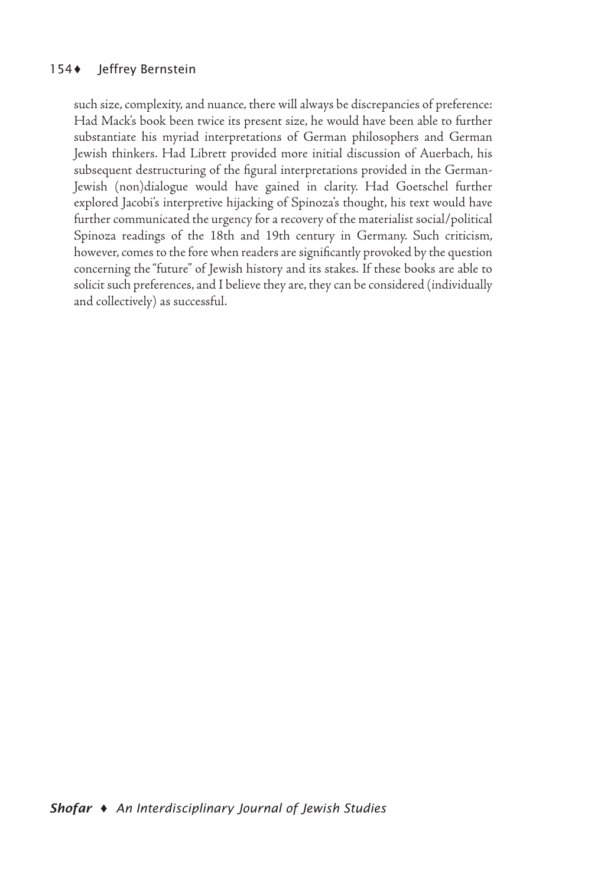such size, complexity, and nuance, there will always be discrepancies of preference: Had Mack's book been twice its present size, he would have been able to further substantiate his myriad interpretations of German philosophers and German Jewish thinkers. Had Librett provided more initial discussion of Auerbach, his subsequent destructuring of the figural interpretations provided in the German-Jewish (non)dialogue would have gained in clarity. Had Goetschel further explored Jacobi's interpretive hijacking of Spinoza's thought, his text would have further communicated the urgency for a recovery of the materialist social/political Spinoza readings of the 18th and 19th century in Germany. Such criticism, however, comes to the fore when readers are significantly provoked by the question concerning the "future" of Jewish history and its stakes. If these books are able to solicit such preferences, and I believe they are, they can be considered (individually and collectively) as successful.